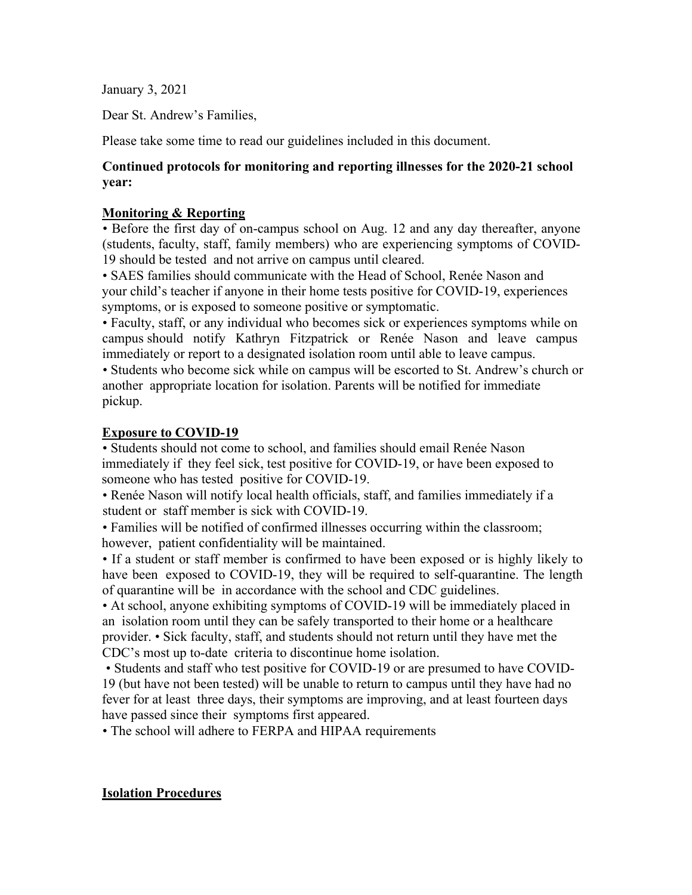January 3, 2021

Dear St. Andrew's Families,

Please take some time to read our guidelines included in this document.

**Continued protocols for monitoring and reporting illnesses for the 2020-21 school year:**

**Monitoring & Reporting**

- Before the first day of on-campus school on Aug. 12 and any day thereafter, anyone (students, faculty, staff, family members) who are experiencing symptoms of COVID-19 should be tested and not arrive on campus until cleared.
- SAES families should communicate with the Head of School, Renée Nason and your child's teacher if anyone in their home tests positive for COVID-19, experiences symptoms, or is exposed to someone positive or symptomatic.
- Faculty, staff, or any individual who becomes sick or experiences symptoms while on campus should notify Kathryn Fitzpatrick or Renée Nason and leave campus immediately or report to a designated isolation room until able to leave campus.
- Students who become sick while on campus will be escorted to St. Andrew's church or another appropriate location for isolation. Parents will be notified for immediate pickup.

**Exposure to COVID-19**

- Students should not come to school, and families should email Renée Nason immediately if they feel sick, test positive for COVID-19, or have been exposed to someone who has tested positive for COVID-19.
- Renée Nason will notify local health officials, staff, and families immediately if a student or staff member is sick with COVID-19.
- Families will be notified of confirmed illnesses occurring within the classroom; however, patient confidentiality will be maintained.
- If a student or staff member is confirmed to have been exposed or is highly likely to have been exposed to COVID-19, they will be required to self-quarantine. The length of quarantine will be in accordance with the school and CDC guidelines.
- At school, anyone exhibiting symptoms of COVID-19 will be immediately placed in an isolation room until they can be safely transported to their home or a healthcare provider.
- Sick faculty, staff, and students should not return until they have met the CDC's most up to-date criteria to discontinue home isolation.
- Students and staff who test positive for COVID-19 or are presumed to have COVID-19 (but have not been tested) will be unable to return to campus until they have had no fever for at least three days, their symptoms are improving, and at least fourteen days have passed since their symptoms first appeared.
- The school will adhere to FERPA and HIPAA requirements

**Isolation Procedures**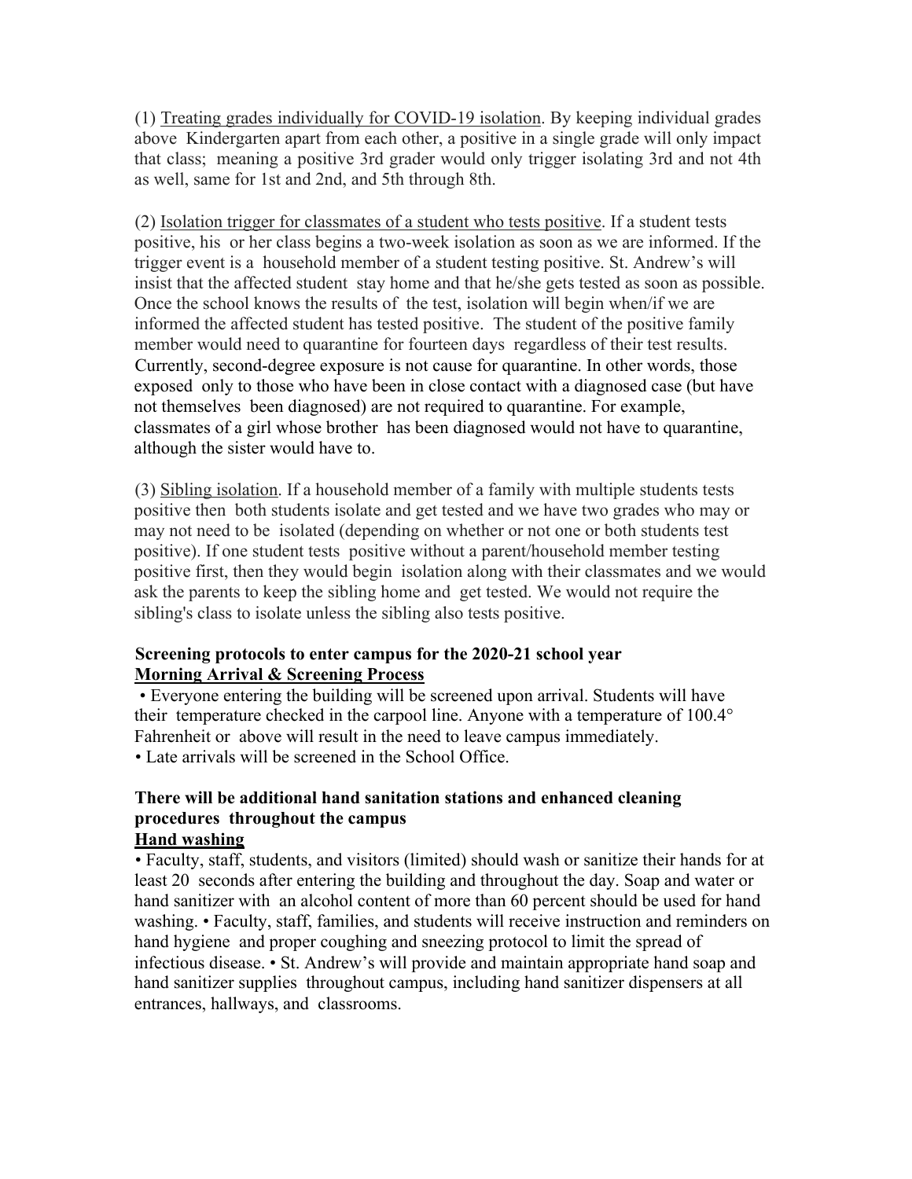(1) Treating grades individually for COVID-19 isolation. By keeping individual grades above Kindergarten apart from each other, a positive in a single grade will only impact that class; meaning a positive 3rd grader would only trigger isolating 3rd and not 4th as well, same for 1st and 2nd, and 5th through 8th.

(2) Isolation trigger for classmates of a student who tests positive. If a student tests positive, his or her class begins a two-week isolation as soon as we are informed. If the trigger event is a household member of a student testing positive. St. Andrew's will insist that the affected student stay home and that he/she gets tested as soon as possible. Once the school knows the results of the test, isolation will begin when/if we are informed the affected student has tested positive. The student of the positive family member would need to quarantine for fourteen days regardless of their test results. Currently, second-degree exposure is not cause for quarantine. In other words, those exposed only to those who have been in close contact with a diagnosed case (but have not themselves been diagnosed) are not required to quarantine. For example, classmates of a girl whose brother has been diagnosed would not have to quarantine, although the sister would have to.

(3) Sibling isolation. If a household member of a family with multiple students tests positive then both students isolate and get tested and we have two grades who may or may not need to be isolated (depending on whether or not one or both students test positive). If one student tests positive without a parent/household member testing positive first, then they would begin isolation along with their classmates and we would ask the parents to keep the sibling home and get tested. We would not require the sibling's class to isolate unless the sibling also tests positive.

**Screening protocols to enter campus for the 2020-21 school year**
**Morning Arrival & Screening Process**

- Everyone entering the building will be screened upon arrival. Students will have their temperature checked in the carpool line. Anyone with a temperature of 100.4° Fahrenheit or above will result in the need to leave campus immediately.
- Late arrivals will be screened in the School Office.

**There will be additional hand sanitation stations and enhanced cleaning procedures throughout the campus**
**Hand washing**

- Faculty, staff, students, and visitors (limited) should wash or sanitize their hands for at least 20 seconds after entering the building and throughout the day. Soap and water or hand sanitizer with an alcohol content of more than 60 percent should be used for hand washing.
- Faculty, staff, families, and students will receive instruction and reminders on hand hygiene and proper coughing and sneezing protocol to limit the spread of infectious disease.
- St. Andrew's will provide and maintain appropriate hand soap and hand sanitizer supplies throughout campus, including hand sanitizer dispensers at all entrances, hallways, and classrooms.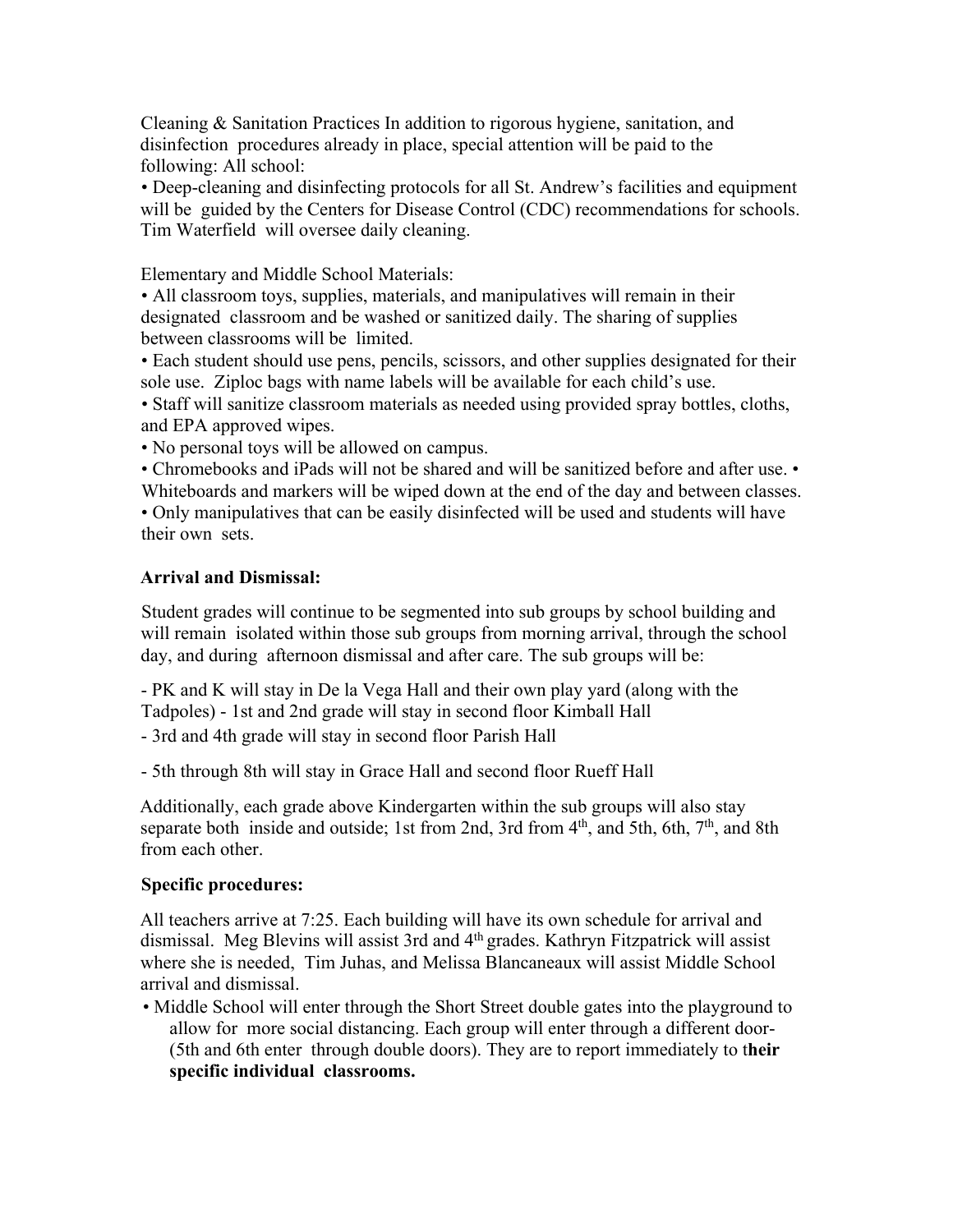Cleaning & Sanitation Practices In addition to rigorous hygiene, sanitation, and disinfection procedures already in place, special attention will be paid to the following: All school:

• Deep-cleaning and disinfecting protocols for all St. Andrew's facilities and equipment will be guided by the Centers for Disease Control (CDC) recommendations for schools. Tim Waterfield will oversee daily cleaning.

Elementary and Middle School Materials:

• All classroom toys, supplies, materials, and manipulatives will remain in their designated classroom and be washed or sanitized daily. The sharing of supplies between classrooms will be limited.

• Each student should use pens, pencils, scissors, and other supplies designated for their sole use. Ziploc bags with name labels will be available for each child's use.

• Staff will sanitize classroom materials as needed using provided spray bottles, cloths, and EPA approved wipes.

• No personal toys will be allowed on campus.

• Chromebooks and iPads will not be shared and will be sanitized before and after use. • Whiteboards and markers will be wiped down at the end of the day and between classes.

• Only manipulatives that can be easily disinfected will be used and students will have their own sets.

**Arrival and Dismissal:**

Student grades will continue to be segmented into sub groups by school building and will remain isolated within those sub groups from morning arrival, through the school day, and during afternoon dismissal and after care. The sub groups will be:

- PK and K will stay in De la Vega Hall and their own play yard (along with the Tadpoles) - 1st and 2nd grade will stay in second floor Kimball Hall
- 3rd and 4th grade will stay in second floor Parish Hall
- 5th through 8th will stay in Grace Hall and second floor Rueff Hall

Additionally, each grade above Kindergarten within the sub groups will also stay separate both inside and outside; 1st from 2nd, 3rd from 4th, and 5th, 6th, 7th, and 8th from each other.

**Specific procedures:**

All teachers arrive at 7:25. Each building will have its own schedule for arrival and dismissal. Meg Blevins will assist 3rd and 4th grades. Kathryn Fitzpatrick will assist where she is needed, Tim Juhas, and Melissa Blancaneaux will assist Middle School arrival and dismissal.

• Middle School will enter through the Short Street double gates into the playground to allow for more social distancing. Each group will enter through a different door- (5th and 6th enter through double doors). They are to report immediately to t**heir specific individual classrooms.**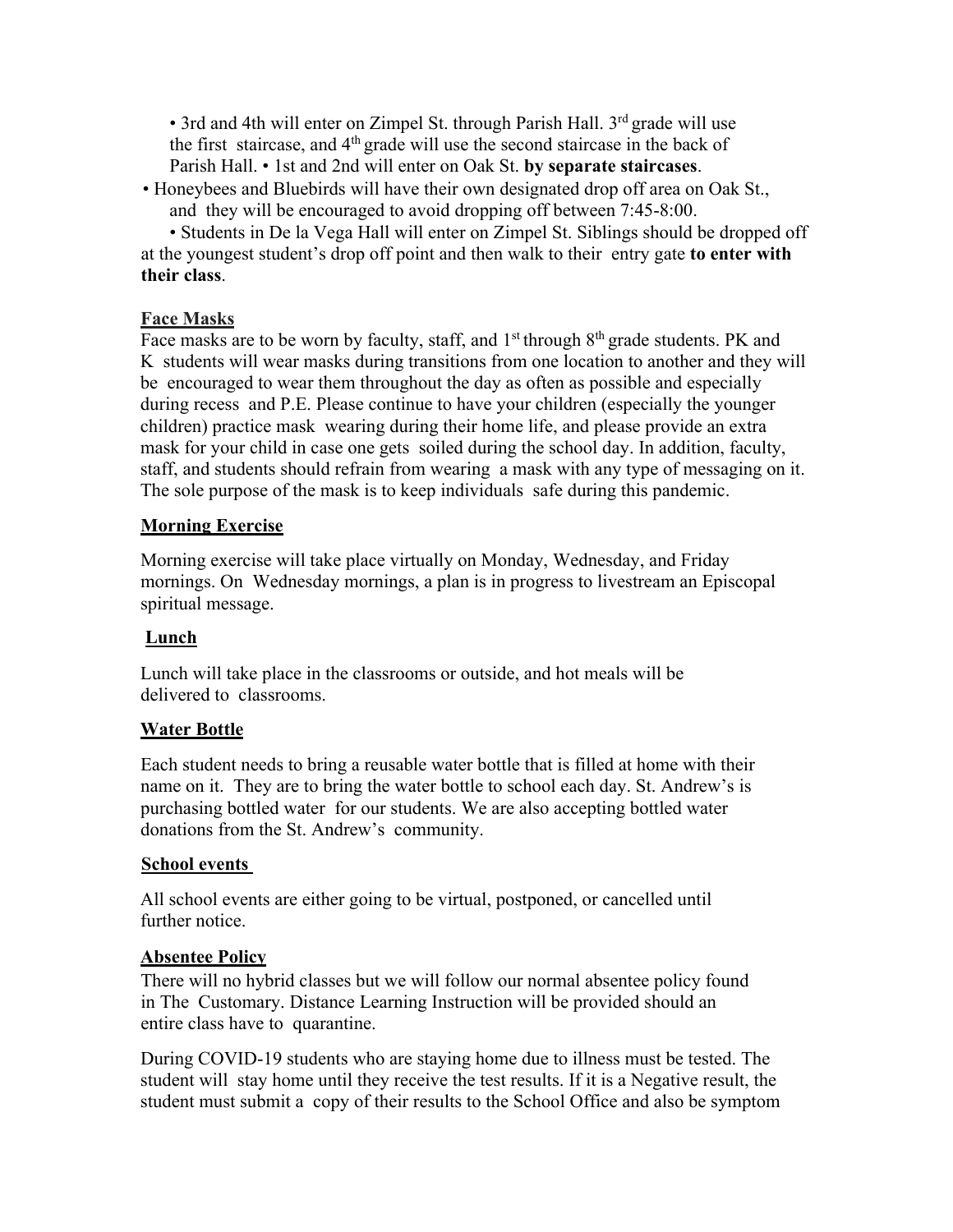- 3rd and 4th will enter on Zimpel St. through Parish Hall. 3rd grade will use the first staircase, and 4th grade will use the second staircase in the back of Parish Hall.
- 1st and 2nd will enter on Oak St. **by separate staircases**.
- Honeybees and Bluebirds will have their own designated drop off area on Oak St., and they will be encouraged to avoid dropping off between 7:45-8:00.
- Students in De la Vega Hall will enter on Zimpel St. Siblings should be dropped off at the youngest student's drop off point and then walk to their entry gate **to enter with their class**.

## Face Masks

Face masks are to be worn by faculty, staff, and 1st through 8th grade students. PK and K students will wear masks during transitions from one location to another and they will be encouraged to wear them throughout the day as often as possible and especially during recess and P.E. Please continue to have your children (especially the younger children) practice mask wearing during their home life, and please provide an extra mask for your child in case one gets soiled during the school day. In addition, faculty, staff, and students should refrain from wearing a mask with any type of messaging on it. The sole purpose of the mask is to keep individuals safe during this pandemic.

## Morning Exercise

Morning exercise will take place virtually on Monday, Wednesday, and Friday mornings. On Wednesday mornings, a plan is in progress to livestream an Episcopal spiritual message.

## Lunch

Lunch will take place in the classrooms or outside, and hot meals will be delivered to classrooms.

## Water Bottle

Each student needs to bring a reusable water bottle that is filled at home with their name on it. They are to bring the water bottle to school each day. St. Andrew's is purchasing bottled water for our students. We are also accepting bottled water donations from the St. Andrew's community.

## School events

All school events are either going to be virtual, postponed, or cancelled until further notice.

## Absentee Policy

There will no hybrid classes but we will follow our normal absentee policy found in The Customary. Distance Learning Instruction will be provided should an entire class have to quarantine.

During COVID-19 students who are staying home due to illness must be tested. The student will stay home until they receive the test results. If it is a Negative result, the student must submit a copy of their results to the School Office and also be symptom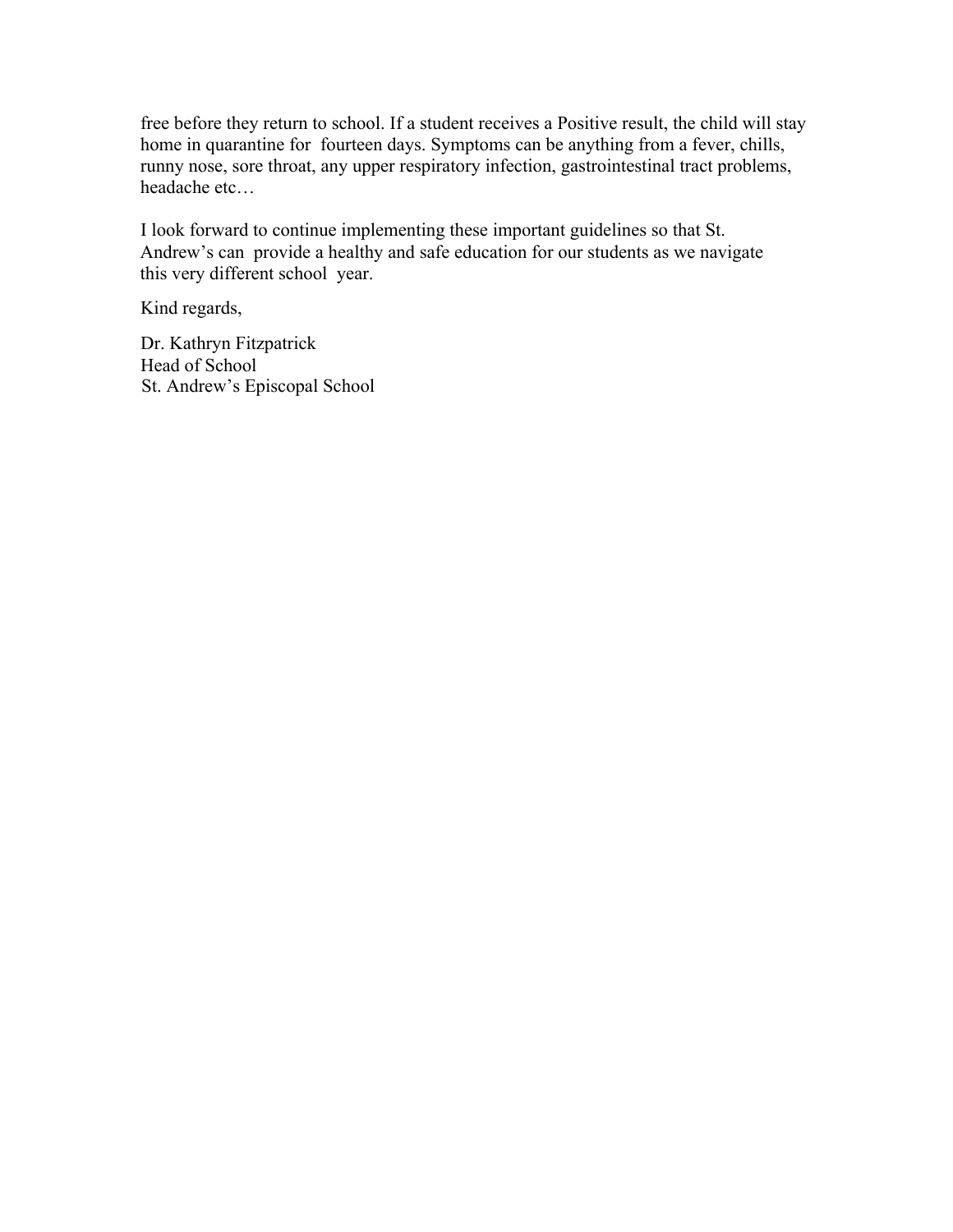free before they return to school. If a student receives a Positive result, the child will stay home in quarantine for fourteen days. Symptoms can be anything from a fever, chills, runny nose, sore throat, any upper respiratory infection, gastrointestinal tract problems, headache etc…

I look forward to continue implementing these important guidelines so that St. Andrew's can provide a healthy and safe education for our students as we navigate this very different school year.

Kind regards,

Dr. Kathryn Fitzpatrick  
Head of School  
St. Andrew's Episcopal School